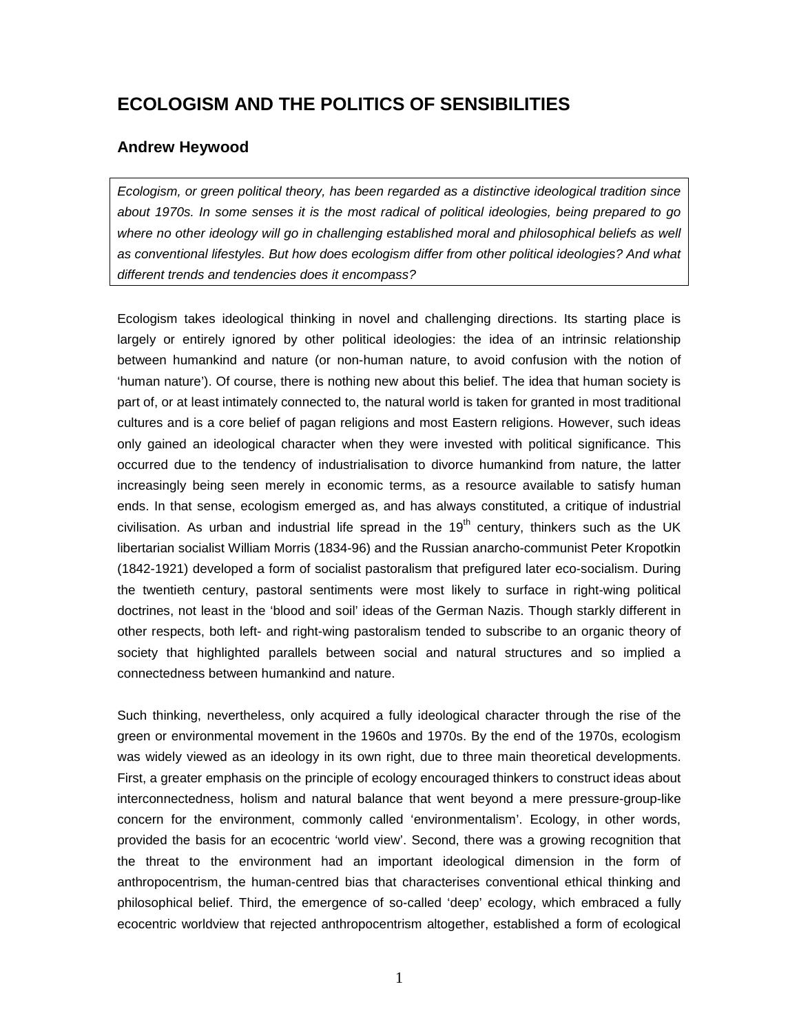# ECOLOGISM AND THE POLITICS OF SENSIBILITIES

## Andrew Heywood

*Ecologism, or green political theory, has been regarded as a distinctive ideological tradition since about 1970s. In some senses it is the most radical of political ideologies, being prepared to go where no other ideology will go in challenging established moral and philosophical beliefs as well as conventional lifestyles. But how does ecologism differ from other political ideologies? And what different trends and tendencies does it encompass?*

Ecologism takes ideological thinking in novel and challenging directions. Its starting place is largely or entirely ignored by other political ideologies: the idea of an intrinsic relationship between humankind and nature (or non-human nature, to avoid confusion with the notion of 'human nature'). Of course, there is nothing new about this belief. The idea that human society is part of, or at least intimately connected to, the natural world is taken for granted in most traditional cultures and is a core belief of pagan religions and most Eastern religions. However, such ideas only gained an ideological character when they were invested with political significance. This occurred due to the tendency of industrialisation to divorce humankind from nature, the latter increasingly being seen merely in economic terms, as a resource available to satisfy human ends. In that sense, ecologism emerged as, and has always constituted, a critique of industrial civilisation. As urban and industrial life spread in the 19th century, thinkers such as the UK libertarian socialist William Morris (1834-96) and the Russian anarcho-communist Peter Kropotkin (1842-1921) developed a form of socialist pastoralism that prefigured later eco-socialism. During the twentieth century, pastoral sentiments were most likely to surface in right-wing political doctrines, not least in the 'blood and soil' ideas of the German Nazis. Though starkly different in other respects, both left- and right-wing pastoralism tended to subscribe to an organic theory of society that highlighted parallels between social and natural structures and so implied a connectedness between humankind and nature.

Such thinking, nevertheless, only acquired a fully ideological character through the rise of the green or environmental movement in the 1960s and 1970s. By the end of the 1970s, ecologism was widely viewed as an ideology in its own right, due to three main theoretical developments. First, a greater emphasis on the principle of ecology encouraged thinkers to construct ideas about interconnectedness, holism and natural balance that went beyond a mere pressure-group-like concern for the environment, commonly called 'environmentalism'. Ecology, in other words, provided the basis for an ecocentric 'world view'. Second, there was a growing recognition that the threat to the environment had an important ideological dimension in the form of anthropocentrism, the human-centred bias that characterises conventional ethical thinking and philosophical belief. Third, the emergence of so-called 'deep' ecology, which embraced a fully ecocentric worldview that rejected anthropocentrism altogether, established a form of ecological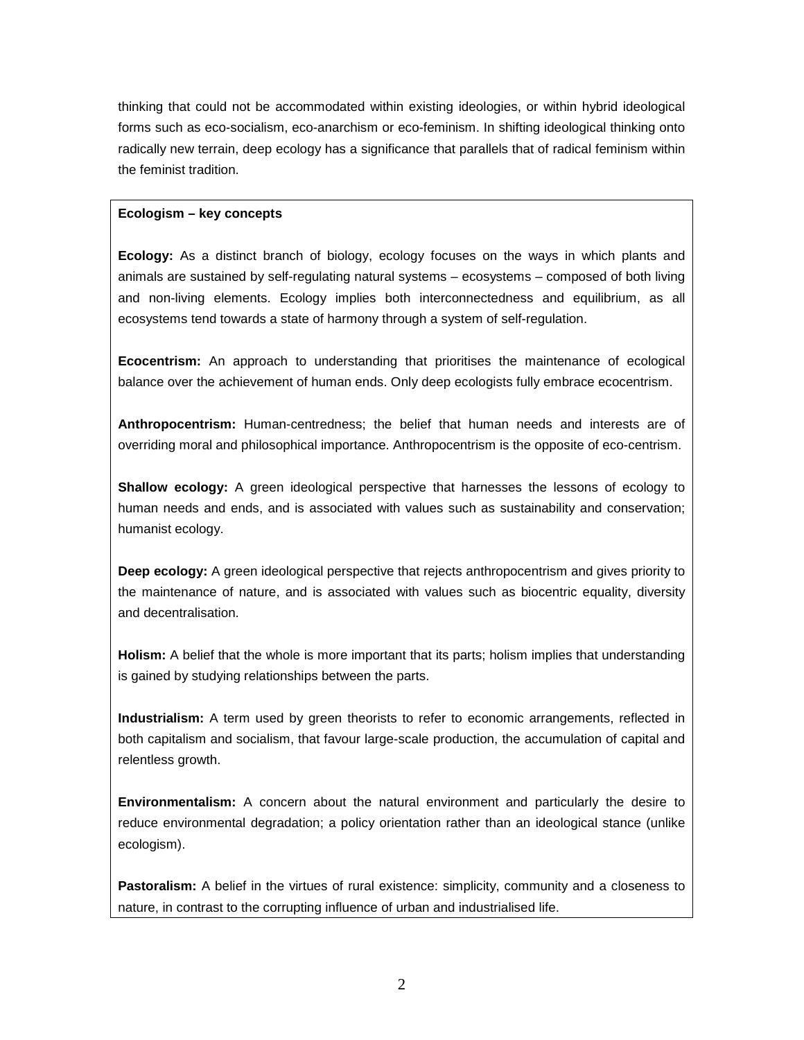thinking that could not be accommodated within existing ideologies, or within hybrid ideological forms such as eco-socialism, eco-anarchism or eco-feminism. In shifting ideological thinking onto radically new terrain, deep ecology has a significance that parallels that of radical feminism within the feminist tradition.

**Ecologism – key concepts**

**Ecology:** As a distinct branch of biology, ecology focuses on the ways in which plants and animals are sustained by self-regulating natural systems – ecosystems – composed of both living and non-living elements. Ecology implies both interconnectedness and equilibrium, as all ecosystems tend towards a state of harmony through a system of self-regulation.

**Ecocentrism:** An approach to understanding that prioritises the maintenance of ecological balance over the achievement of human ends. Only deep ecologists fully embrace ecocentrism.

**Anthropocentrism:** Human-centredness; the belief that human needs and interests are of overriding moral and philosophical importance. Anthropocentrism is the opposite of eco-centrism.

**Shallow ecology:** A green ideological perspective that harnesses the lessons of ecology to human needs and ends, and is associated with values such as sustainability and conservation; humanist ecology.

**Deep ecology:** A green ideological perspective that rejects anthropocentrism and gives priority to the maintenance of nature, and is associated with values such as biocentric equality, diversity and decentralisation.

**Holism:** A belief that the whole is more important that its parts; holism implies that understanding is gained by studying relationships between the parts.

**Industrialism:** A term used by green theorists to refer to economic arrangements, reflected in both capitalism and socialism, that favour large-scale production, the accumulation of capital and relentless growth.

**Environmentalism:** A concern about the natural environment and particularly the desire to reduce environmental degradation; a policy orientation rather than an ideological stance (unlike ecologism).

**Pastoralism:** A belief in the virtues of rural existence: simplicity, community and a closeness to nature, in contrast to the corrupting influence of urban and industrialised life.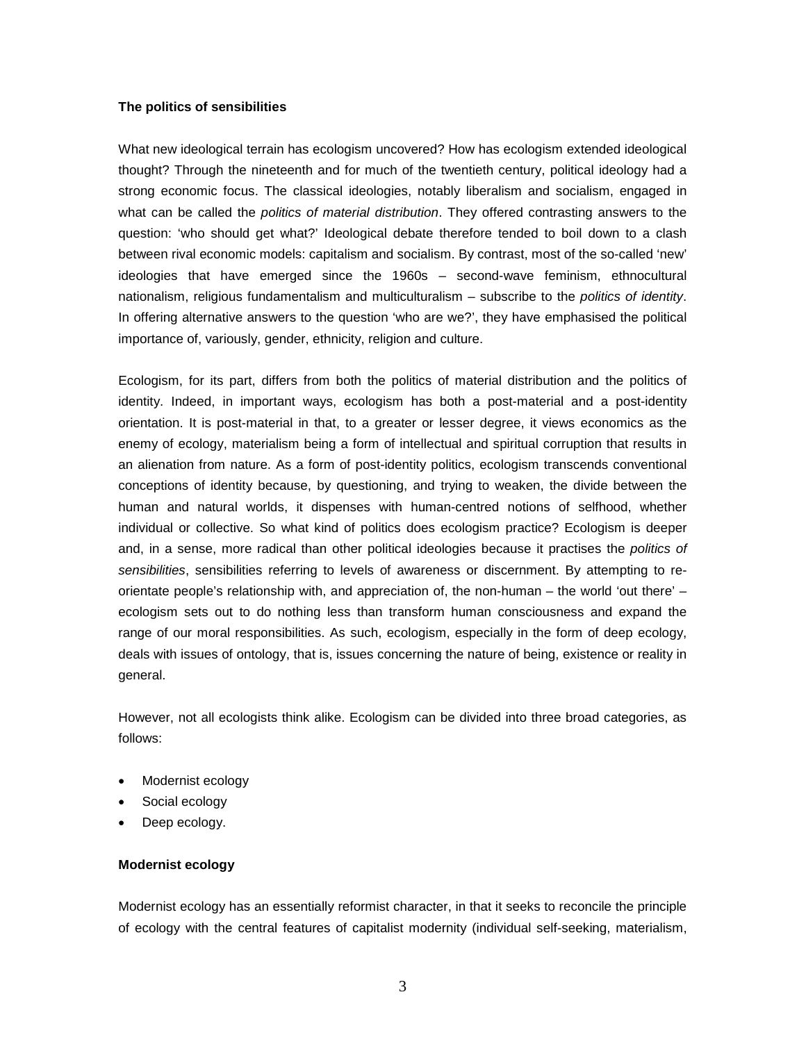**The politics of sensibilities**

What new ideological terrain has ecologism uncovered? How has ecologism extended ideological thought? Through the nineteenth and for much of the twentieth century, political ideology had a strong economic focus. The classical ideologies, notably liberalism and socialism, engaged in what can be called the *politics of material distribution*. They offered contrasting answers to the question: 'who should get what?' Ideological debate therefore tended to boil down to a clash between rival economic models: capitalism and socialism. By contrast, most of the so-called 'new' ideologies that have emerged since the 1960s – second-wave feminism, ethnocultural nationalism, religious fundamentalism and multiculturalism – subscribe to the *politics of identity*. In offering alternative answers to the question 'who are we?', they have emphasised the political importance of, variously, gender, ethnicity, religion and culture.

Ecologism, for its part, differs from both the politics of material distribution and the politics of identity. Indeed, in important ways, ecologism has both a post-material and a post-identity orientation. It is post-material in that, to a greater or lesser degree, it views economics as the enemy of ecology, materialism being a form of intellectual and spiritual corruption that results in an alienation from nature. As a form of post-identity politics, ecologism transcends conventional conceptions of identity because, by questioning, and trying to weaken, the divide between the human and natural worlds, it dispenses with human-centred notions of selfhood, whether individual or collective. So what kind of politics does ecologism practice? Ecologism is deeper and, in a sense, more radical than other political ideologies because it practises the *politics of sensibilities*, sensibilities referring to levels of awareness or discernment. By attempting to re-orientate people's relationship with, and appreciation of, the non-human – the world 'out there' – ecologism sets out to do nothing less than transform human consciousness and expand the range of our moral responsibilities. As such, ecologism, especially in the form of deep ecology, deals with issues of ontology, that is, issues concerning the nature of being, existence or reality in general.

However, not all ecologists think alike. Ecologism can be divided into three broad categories, as follows:

- Modernist ecology
- Social ecology
- Deep ecology.

**Modernist ecology**

Modernist ecology has an essentially reformist character, in that it seeks to reconcile the principle of ecology with the central features of capitalist modernity (individual self-seeking, materialism,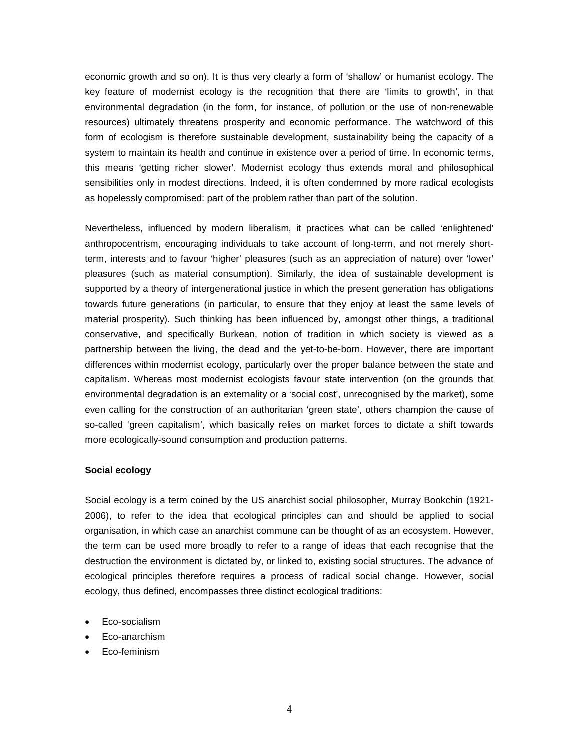economic growth and so on). It is thus very clearly a form of 'shallow' or humanist ecology. The key feature of modernist ecology is the recognition that there are 'limits to growth', in that environmental degradation (in the form, for instance, of pollution or the use of non-renewable resources) ultimately threatens prosperity and economic performance. The watchword of this form of ecologism is therefore sustainable development, sustainability being the capacity of a system to maintain its health and continue in existence over a period of time. In economic terms, this means 'getting richer slower'. Modernist ecology thus extends moral and philosophical sensibilities only in modest directions. Indeed, it is often condemned by more radical ecologists as hopelessly compromised: part of the problem rather than part of the solution.

Nevertheless, influenced by modern liberalism, it practices what can be called 'enlightened' anthropocentrism, encouraging individuals to take account of long-term, and not merely short-term, interests and to favour 'higher' pleasures (such as an appreciation of nature) over 'lower' pleasures (such as material consumption). Similarly, the idea of sustainable development is supported by a theory of intergenerational justice in which the present generation has obligations towards future generations (in particular, to ensure that they enjoy at least the same levels of material prosperity). Such thinking has been influenced by, amongst other things, a traditional conservative, and specifically Burkean, notion of tradition in which society is viewed as a partnership between the living, the dead and the yet-to-be-born. However, there are important differences within modernist ecology, particularly over the proper balance between the state and capitalism. Whereas most modernist ecologists favour state intervention (on the grounds that environmental degradation is an externality or a 'social cost', unrecognised by the market), some even calling for the construction of an authoritarian 'green state', others champion the cause of so-called 'green capitalism', which basically relies on market forces to dictate a shift towards more ecologically-sound consumption and production patterns.

**Social ecology**

Social ecology is a term coined by the US anarchist social philosopher, Murray Bookchin (1921-2006), to refer to the idea that ecological principles can and should be applied to social organisation, in which case an anarchist commune can be thought of as an ecosystem. However, the term can be used more broadly to refer to a range of ideas that each recognise that the destruction the environment is dictated by, or linked to, existing social structures. The advance of ecological principles therefore requires a process of radical social change. However, social ecology, thus defined, encompasses three distinct ecological traditions:

- Eco-socialism
- Eco-anarchism
- Eco-feminism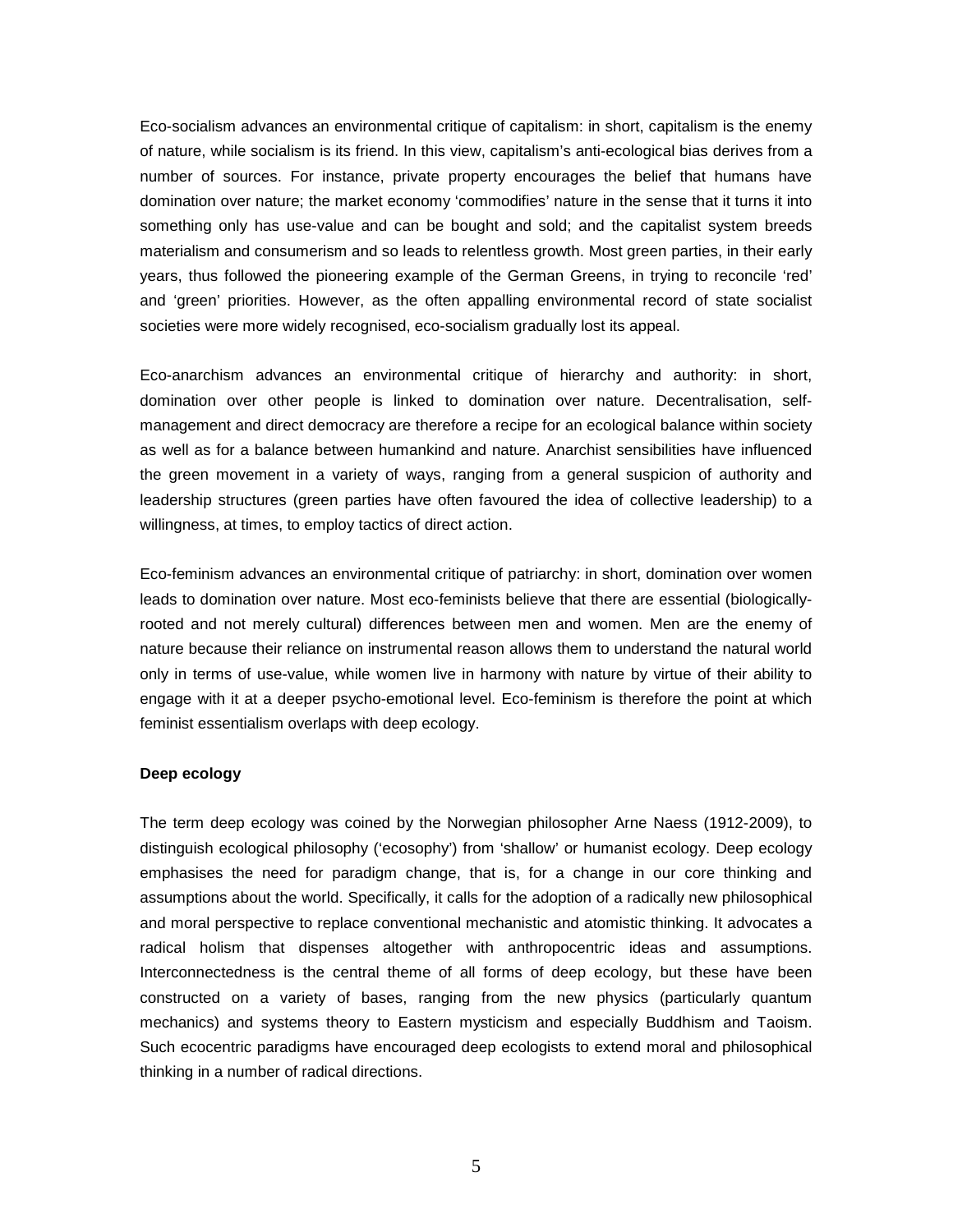Eco-socialism advances an environmental critique of capitalism: in short, capitalism is the enemy of nature, while socialism is its friend. In this view, capitalism's anti-ecological bias derives from a number of sources. For instance, private property encourages the belief that humans have domination over nature; the market economy 'commodifies' nature in the sense that it turns it into something only has use-value and can be bought and sold; and the capitalist system breeds materialism and consumerism and so leads to relentless growth. Most green parties, in their early years, thus followed the pioneering example of the German Greens, in trying to reconcile 'red' and 'green' priorities. However, as the often appalling environmental record of state socialist societies were more widely recognised, eco-socialism gradually lost its appeal.

Eco-anarchism advances an environmental critique of hierarchy and authority: in short, domination over other people is linked to domination over nature. Decentralisation, self-management and direct democracy are therefore a recipe for an ecological balance within society as well as for a balance between humankind and nature. Anarchist sensibilities have influenced the green movement in a variety of ways, ranging from a general suspicion of authority and leadership structures (green parties have often favoured the idea of collective leadership) to a willingness, at times, to employ tactics of direct action.

Eco-feminism advances an environmental critique of patriarchy: in short, domination over women leads to domination over nature. Most eco-feminists believe that there are essential (biologically-rooted and not merely cultural) differences between men and women. Men are the enemy of nature because their reliance on instrumental reason allows them to understand the natural world only in terms of use-value, while women live in harmony with nature by virtue of their ability to engage with it at a deeper psycho-emotional level. Eco-feminism is therefore the point at which feminist essentialism overlaps with deep ecology.

**Deep ecology**

The term deep ecology was coined by the Norwegian philosopher Arne Naess (1912-2009), to distinguish ecological philosophy ('ecosophy') from 'shallow' or humanist ecology. Deep ecology emphasises the need for paradigm change, that is, for a change in our core thinking and assumptions about the world. Specifically, it calls for the adoption of a radically new philosophical and moral perspective to replace conventional mechanistic and atomistic thinking. It advocates a radical holism that dispenses altogether with anthropocentric ideas and assumptions. Interconnectedness is the central theme of all forms of deep ecology, but these have been constructed on a variety of bases, ranging from the new physics (particularly quantum mechanics) and systems theory to Eastern mysticism and especially Buddhism and Taoism. Such ecocentric paradigms have encouraged deep ecologists to extend moral and philosophical thinking in a number of radical directions.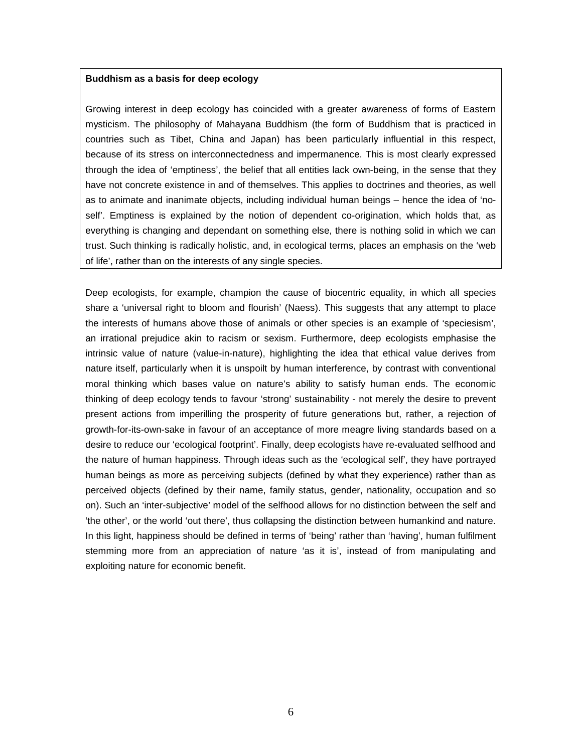**Buddhism as a basis for deep ecology**

Growing interest in deep ecology has coincided with a greater awareness of forms of Eastern mysticism. The philosophy of Mahayana Buddhism (the form of Buddhism that is practiced in countries such as Tibet, China and Japan) has been particularly influential in this respect, because of its stress on interconnectedness and impermanence. This is most clearly expressed through the idea of 'emptiness', the belief that all entities lack own-being, in the sense that they have not concrete existence in and of themselves. This applies to doctrines and theories, as well as to animate and inanimate objects, including individual human beings – hence the idea of 'no-self'. Emptiness is explained by the notion of dependent co-origination, which holds that, as everything is changing and dependant on something else, there is nothing solid in which we can trust. Such thinking is radically holistic, and, in ecological terms, places an emphasis on the 'web of life', rather than on the interests of any single species.

Deep ecologists, for example, champion the cause of biocentric equality, in which all species share a 'universal right to bloom and flourish' (Naess). This suggests that any attempt to place the interests of humans above those of animals or other species is an example of 'speciesism', an irrational prejudice akin to racism or sexism. Furthermore, deep ecologists emphasise the intrinsic value of nature (value-in-nature), highlighting the idea that ethical value derives from nature itself, particularly when it is unspoilt by human interference, by contrast with conventional moral thinking which bases value on nature's ability to satisfy human ends. The economic thinking of deep ecology tends to favour 'strong' sustainability - not merely the desire to prevent present actions from imperilling the prosperity of future generations but, rather, a rejection of growth-for-its-own-sake in favour of an acceptance of more meagre living standards based on a desire to reduce our 'ecological footprint'. Finally, deep ecologists have re-evaluated selfhood and the nature of human happiness. Through ideas such as the 'ecological self', they have portrayed human beings as more as perceiving subjects (defined by what they experience) rather than as perceived objects (defined by their name, family status, gender, nationality, occupation and so on). Such an 'inter-subjective' model of the selfhood allows for no distinction between the self and 'the other', or the world 'out there', thus collapsing the distinction between humankind and nature. In this light, happiness should be defined in terms of 'being' rather than 'having', human fulfilment stemming more from an appreciation of nature 'as it is', instead of from manipulating and exploiting nature for economic benefit.